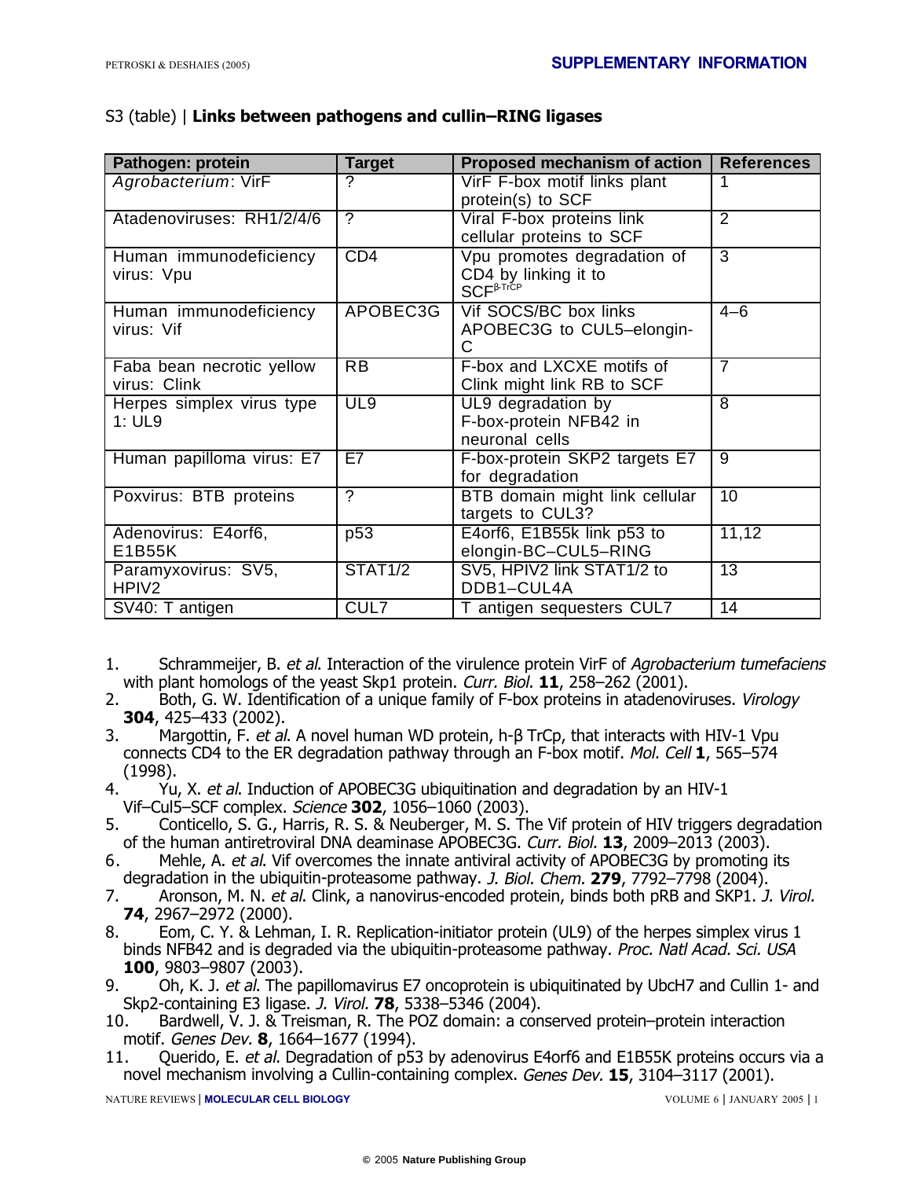S3 (table) | **Links between pathogens and cullin–RING ligases**

| Pathogen: protein | Target | Proposed mechanism of action | References |
|---|---|---|---|
| *Agrobacterium*: VirF | ? | VirF F-box motif links plant protein(s) to SCF | 1 |
| Atadenoviruses: RH1/2/4/6 | ? | Viral F-box proteins link cellular proteins to SCF | 2 |
| Human immunodeficiency virus: Vpu | CD4 | Vpu promotes degradation of CD4 by linking it to $SCF^{\beta\text{-TrCP}}$ | 3 |
| Human immunodeficiency virus: Vif | APOBEC3G | Vif SOCS/BC box links APOBEC3G to CUL5–elongin-C | 4–6 |
| Faba bean necrotic yellow virus: Clink | RB | F-box and LXCXE motifs of Clink might link RB to SCF | 7 |
| Herpes simplex virus type 1: UL9 | UL9 | UL9 degradation by F-box-protein NFB42 in neuronal cells | 8 |
| Human papilloma virus: E7 | E7 | F-box-protein SKP2 targets E7 for degradation | 9 |
| Poxvirus: BTB proteins | ? | BTB domain might link cellular targets to CUL3? | 10 |
| Adenovirus: E4orf6, E1B55K | p53 | E4orf6, E1B55k link p53 to elongin-BC–CUL5–RING | 11,12 |
| Paramyxovirus: SV5, HPIV2 | STAT1/2 | SV5, HPIV2 link STAT1/2 to DDB1–CUL4A | 13 |
| SV40: T antigen | CUL7 | T antigen sequesters CUL7 | 14 |

1. Schrammeijer, B. *et al*. Interaction of the virulence protein VirF of *Agrobacterium tumefaciens* with plant homologs of the yeast Skp1 protein. *Curr. Biol.* **11**, 258–262 (2001).
2. Both, G. W. Identification of a unique family of F-box proteins in atadenoviruses. *Virology* **304**, 425–433 (2002).
3. Margottin, F. *et al*. A novel human WD protein, h-β TrCp, that interacts with HIV-1 Vpu connects CD4 to the ER degradation pathway through an F-box motif. *Mol. Cell* **1**, 565–574 (1998).
4. Yu, X. *et al*. Induction of APOBEC3G ubiquitination and degradation by an HIV-1 Vif–Cul5–SCF complex. *Science* **302**, 1056–1060 (2003).
5. Conticello, S. G., Harris, R. S. & Neuberger, M. S. The Vif protein of HIV triggers degradation of the human antiretroviral DNA deaminase APOBEC3G. *Curr. Biol.* **13**, 2009–2013 (2003).
6. Mehle, A. *et al*. Vif overcomes the innate antiviral activity of APOBEC3G by promoting its degradation in the ubiquitin-proteasome pathway. *J. Biol. Chem.* **279**, 7792–7798 (2004).
7. Aronson, M. N. *et al*. Clink, a nanovirus-encoded protein, binds both pRB and SKP1. *J. Virol.* **74**, 2967–2972 (2000).
8. Eom, C. Y. & Lehman, I. R. Replication-initiator protein (UL9) of the herpes simplex virus 1 binds NFB42 and is degraded via the ubiquitin-proteasome pathway. *Proc. Natl Acad. Sci. USA* **100**, 9803–9807 (2003).
9. Oh, K. J. *et al*. The papillomavirus E7 oncoprotein is ubiquitinated by UbcH7 and Cullin 1- and Skp2-containing E3 ligase. *J. Virol.* **78**, 5338–5346 (2004).
10. Bardwell, V. J. & Treisman, R. The POZ domain: a conserved protein–protein interaction motif. *Genes Dev.* **8**, 1664–1677 (1994).
11. Querido, E. *et al*. Degradation of p53 by adenovirus E4orf6 and E1B55K proteins occurs via a novel mechanism involving a Cullin-containing complex. *Genes Dev.* **15**, 3104–3117 (2001).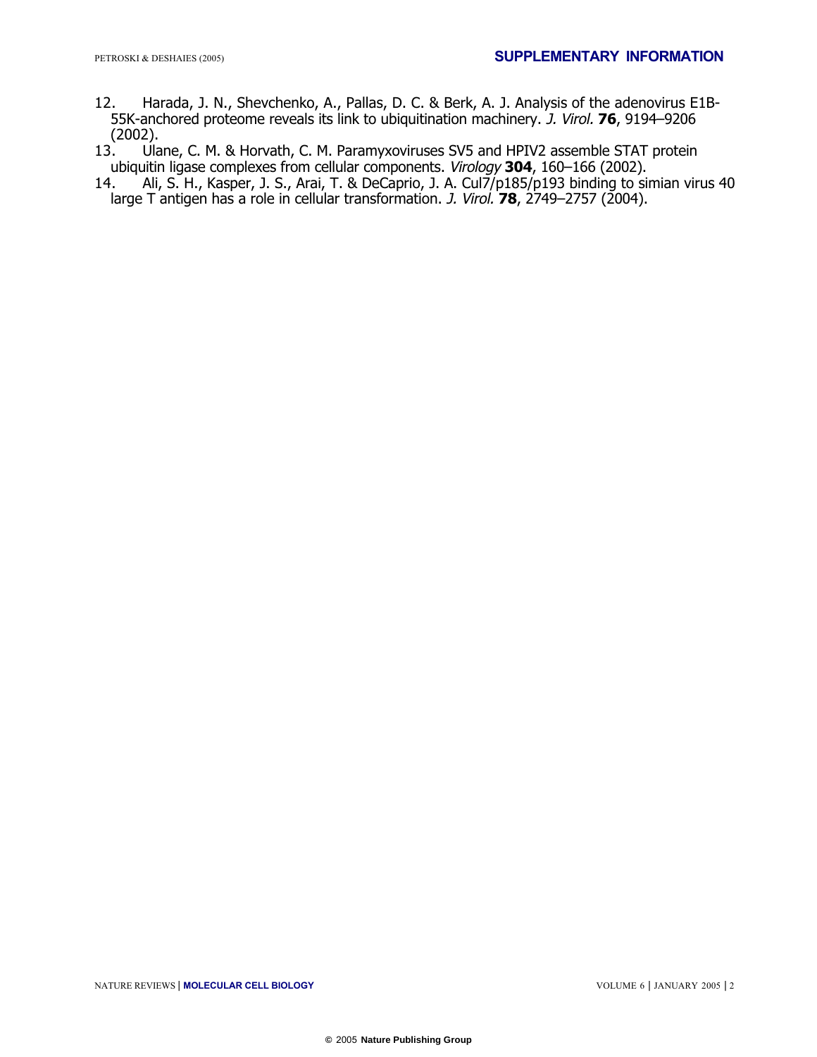12. Harada, J. N., Shevchenko, A., Pallas, D. C. & Berk, A. J. Analysis of the adenovirus E1B-55K-anchored proteome reveals its link to ubiquitination machinery. *J. Virol.* **76**, 9194–9206 (2002).
13. Ulane, C. M. & Horvath, C. M. Paramyxoviruses SV5 and HPIV2 assemble STAT protein ubiquitin ligase complexes from cellular components. *Virology* **304**, 160–166 (2002).
14. Ali, S. H., Kasper, J. S., Arai, T. & DeCaprio, J. A. Cul7/p185/p193 binding to simian virus 40 large T antigen has a role in cellular transformation. *J. Virol.* **78**, 2749–2757 (2004).